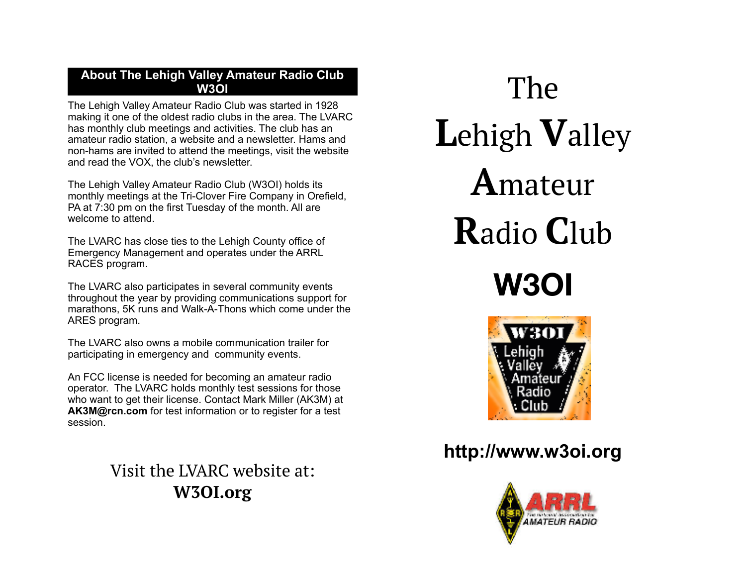## About The Lehigh Valley Amateur Radio Club W3OI

The Lehigh Valley Amateur Radio Club was started in 1928 making it one of the oldest radio clubs in the area. The LVARC has monthly club meetings and activities. The club has an amateur radio station, a website and a newsletter. Hams and non-hams are invited to attend the meetings, visit the website and read the VOX, the club's newsletter.

The Lehigh Valley Amateur Radio Club (W3OI) holds its monthly meetings at the Tri-Clover Fire Company in Orefield, PA at 7:30 pm on the first Tuesday of the month. All are welcome to attend.

The LVARC has close ties to the Lehigh County office of Emergency Management and operates under the ARRL RACES program.

The LVARC also participates in several community events throughout the year by providing communications support for marathons, 5K runs and Walk-A-Thons which come under the ARES program.

The LVARC also owns a mobile communication trailer for participating in emergency and community events.

An FCC license is needed for becoming an amateur radio operator. The LVARC holds monthly test sessions for those who want to get their license. Contact Mark Miller (AK3M) at **AK3M@rcn.com** for test information or to register for a test session.

Visit the LVARC website at:
**W3OI.org**

# The Lehigh Valley Amateur Radio Club

# W3OI

**http://www.w3oi.org**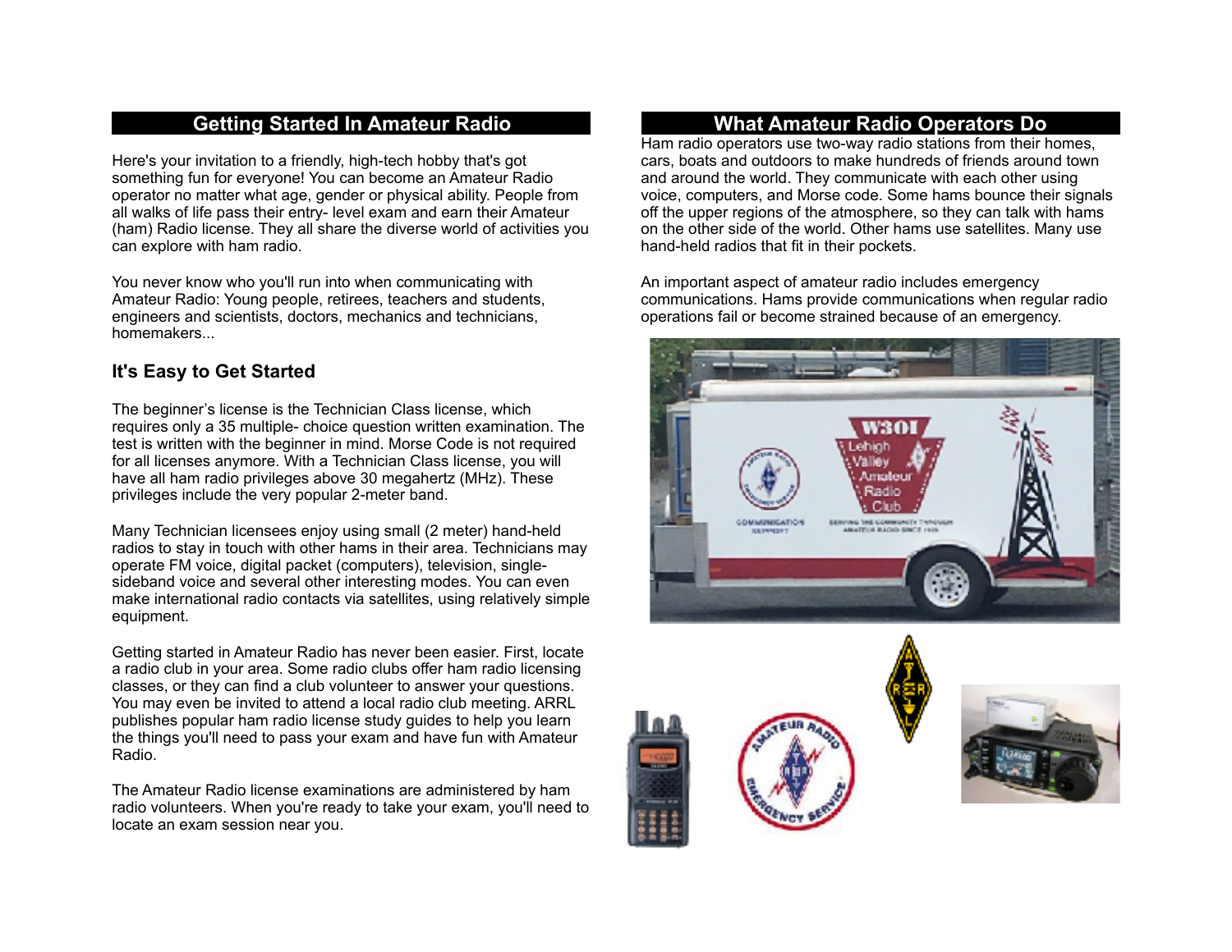## Getting Started In Amateur Radio

Here's your invitation to a friendly, high-tech hobby that's got something fun for everyone! You can become an Amateur Radio operator no matter what age, gender or physical ability. People from all walks of life pass their entry- level exam and earn their Amateur (ham) Radio license. They all share the diverse world of activities you can explore with ham radio.

You never know who you'll run into when communicating with Amateur Radio: Young people, retirees, teachers and students, engineers and scientists, doctors, mechanics and technicians, homemakers...

### It's Easy to Get Started

The beginner's license is the Technician Class license, which requires only a 35 multiple- choice question written examination. The test is written with the beginner in mind. Morse Code is not required for all licenses anymore. With a Technician Class license, you will have all ham radio privileges above 30 megahertz (MHz). These privileges include the very popular 2-meter band.

Many Technician licensees enjoy using small (2 meter) hand-held radios to stay in touch with other hams in their area. Technicians may operate FM voice, digital packet (computers), television, single-sideband voice and several other interesting modes. You can even make international radio contacts via satellites, using relatively simple equipment.

Getting started in Amateur Radio has never been easier. First, locate a radio club in your area. Some radio clubs offer ham radio licensing classes, or they can find a club volunteer to answer your questions. You may even be invited to attend a local radio club meeting. ARRL publishes popular ham radio license study guides to help you learn the things you'll need to pass your exam and have fun with Amateur Radio.

The Amateur Radio license examinations are administered by ham radio volunteers. When you're ready to take your exam, you'll need to locate an exam session near you.

## What Amateur Radio Operators Do

Ham radio operators use two-way radio stations from their homes, cars, boats and outdoors to make hundreds of friends around town and around the world. They communicate with each other using voice, computers, and Morse code. Some hams bounce their signals off the upper regions of the atmosphere, so they can talk with hams on the other side of the world. Other hams use satellites. Many use hand-held radios that fit in their pockets.

An important aspect of amateur radio includes emergency communications. Hams provide communications when regular radio operations fail or become strained because of an emergency.